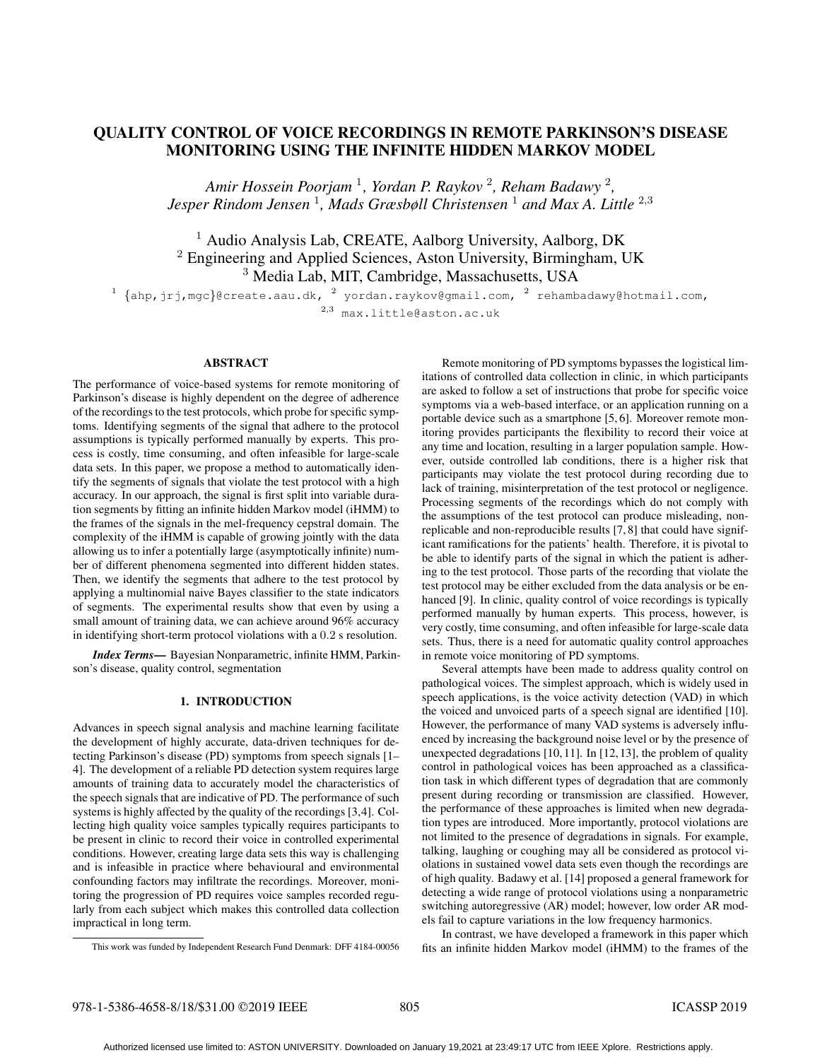# QUALITY CONTROL OF VOICE RECORDINGS IN REMOTE PARKINSON'S DISEASE MONITORING USING THE INFINITE HIDDEN MARKOV MODEL

*Amir Hossein Poorjam [1], Yordan P. Raykov [2], Reham Badawy [2], Jesper Rindom Jensen [1], Mads Græsbøll Christensen [1] and Max A. Little [2,3]*

[1] Audio Analysis Lab, CREATE, Aalborg University, Aalborg, DK
[2] Engineering and Applied Sciences, Aston University, Birmingham, UK
[3] Media Lab, MIT, Cambridge, Massachusetts, USA

[1] {ahp,jrj,mgc}@create.aau.dk, [2] yordan.raykov@gmail.com, [2] rehambadawy@hotmail.com, [2,3] max.little@aston.ac.uk

## ABSTRACT

The performance of voice-based systems for remote monitoring of Parkinson's disease is highly dependent on the degree of adherence of the recordings to the test protocols, which probe for specific symptoms. Identifying segments of the signal that adhere to the protocol assumptions is typically performed manually by experts. This process is costly, time consuming, and often infeasible for large-scale data sets. In this paper, we propose a method to automatically identify the segments of signals that violate the test protocol with a high accuracy. In our approach, the signal is first split into variable duration segments by fitting an infinite hidden Markov model (iHMM) to the frames of the signals in the mel-frequency cepstral domain. The complexity of the iHMM is capable of growing jointly with the data allowing us to infer a potentially large (asymptotically infinite) number of different phenomena segmented into different hidden states. Then, we identify the segments that adhere to the test protocol by applying a multinomial naive Bayes classifier to the state indicators of segments. The experimental results show that even by using a small amount of training data, we can achieve around 96% accuracy in identifying short-term protocol violations with a $0.2$ s resolution.

***Index Terms***— Bayesian Nonparametric, infinite HMM, Parkinson's disease, quality control, segmentation

## 1. INTRODUCTION

Advances in speech signal analysis and machine learning facilitate the development of highly accurate, data-driven techniques for detecting Parkinson's disease (PD) symptoms from speech signals [1–4]. The development of a reliable PD detection system requires large amounts of training data to accurately model the characteristics of the speech signals that are indicative of PD. The performance of such systems is highly affected by the quality of the recordings [3,4]. Collecting high quality voice samples typically requires participants to be present in clinic to record their voice in controlled experimental conditions. However, creating large data sets this way is challenging and is infeasible in practice where behavioural and environmental confounding factors may infiltrate the recordings. Moreover, monitoring the progression of PD requires voice samples recorded regularly from each subject which makes this controlled data collection impractical in long term.

Remote monitoring of PD symptoms bypasses the logistical limitations of controlled data collection in clinic, in which participants are asked to follow a set of instructions that probe for specific voice symptoms via a web-based interface, or an application running on a portable device such as a smartphone [5, 6]. Moreover remote monitoring provides participants the flexibility to record their voice at any time and location, resulting in a larger population sample. However, outside controlled lab conditions, there is a higher risk that participants may violate the test protocol during recording due to lack of training, misinterpretation of the test protocol or negligence. Processing segments of the recordings which do not comply with the assumptions of the test protocol can produce misleading, non-replicable and non-reproducible results [7, 8] that could have significant ramifications for the patients' health. Therefore, it is pivotal to be able to identify parts of the signal in which the patient is adhering to the test protocol. Those parts of the recording that violate the test protocol may be either excluded from the data analysis or be enhanced [9]. In clinic, quality control of voice recordings is typically performed manually by human experts. This process, however, is very costly, time consuming, and often infeasible for large-scale data sets. Thus, there is a need for automatic quality control approaches in remote voice monitoring of PD symptoms.

Several attempts have been made to address quality control on pathological voices. The simplest approach, which is widely used in speech applications, is the voice activity detection (VAD) in which the voiced and unvoiced parts of a speech signal are identified [10]. However, the performance of many VAD systems is adversely influenced by increasing the background noise level or by the presence of unexpected degradations [10, 11]. In [12, 13], the problem of quality control in pathological voices has been approached as a classification task in which different types of degradation that are commonly present during recording or transmission are classified. However, the performance of these approaches is limited when new degradation types are introduced. More importantly, protocol violations are not limited to the presence of degradations in signals. For example, talking, laughing or coughing may all be considered as protocol violations in sustained vowel data sets even though the recordings are of high quality. Badawy et al. [14] proposed a general framework for detecting a wide range of protocol violations using a nonparametric switching autoregressive (AR) model; however, low order AR models fail to capture variations in the low frequency harmonics.

In contrast, we have developed a framework in this paper which fits an infinite hidden Markov model (iHMM) to the frames of the

This work was funded by Independent Research Fund Denmark: DFF 4184-00056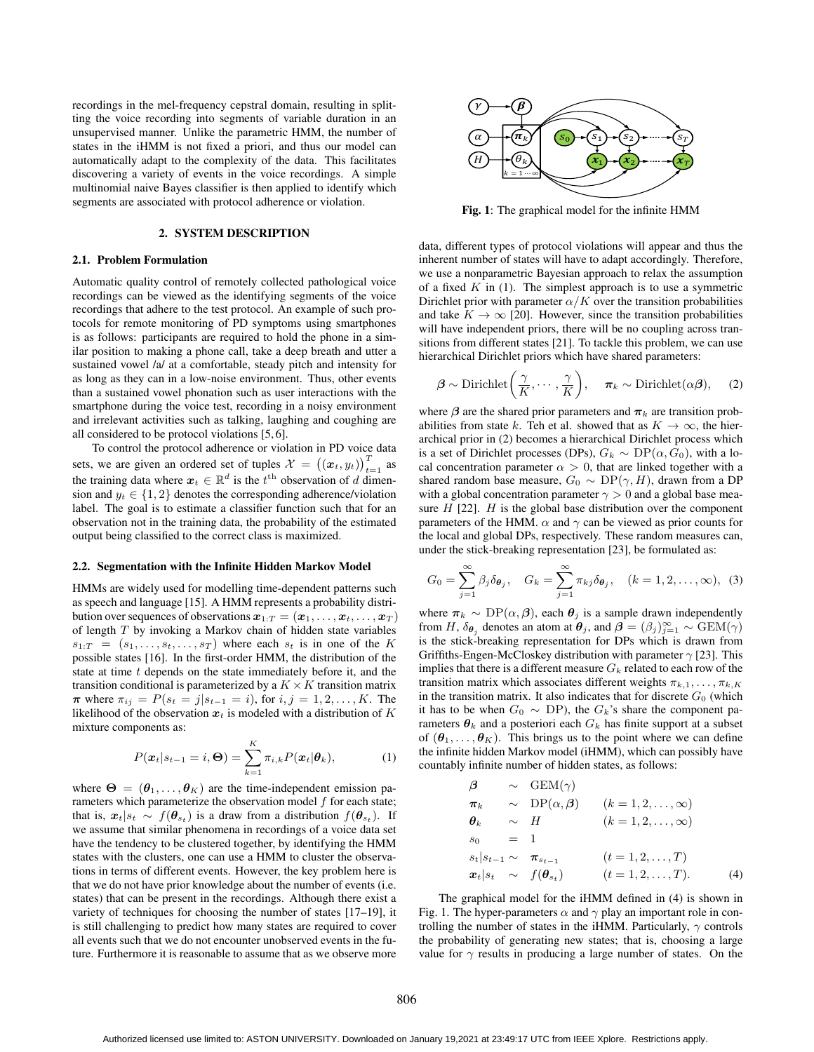recordings in the mel-frequency cepstral domain, resulting in splitting the voice recording into segments of variable duration in an unsupervised manner. Unlike the parametric HMM, the number of states in the iHMM is not fixed a priori, and thus our model can automatically adapt to the complexity of the data. This facilitates discovering a variety of events in the voice recordings. A simple multinomial naive Bayes classifier is then applied to identify which segments are associated with protocol adherence or violation.

## 2. SYSTEM DESCRIPTION

### 2.1. Problem Formulation

Automatic quality control of remotely collected pathological voice recordings can be viewed as the identifying segments of the voice recordings that adhere to the test protocol. An example of such protocols for remote monitoring of PD symptoms using smartphones is as follows: participants are required to hold the phone in a similar position to making a phone call, take a deep breath and utter a sustained vowel /a/ at a comfortable, steady pitch and intensity for as long as they can in a low-noise environment. Thus, other events than a sustained vowel phonation such as user interactions with the smartphone during the voice test, recording in a noisy environment and irrelevant activities such as talking, laughing and coughing are all considered to be protocol violations [5, 6].

To control the protocol adherence or violation in PD voice data sets, we are given an ordered set of tuples $\mathcal{X} = \left((\boldsymbol{x}_t, y_t)\right)_{t=1}^{T}$ as the training data where $\boldsymbol{x}_t \in \mathbb{R}^d$ is the $t^{\text{th}}$ observation of $d$ dimension and $y_t \in \{1, 2\}$ denotes the corresponding adherence/violation label. The goal is to estimate a classifier function such that for an observation not in the training data, the probability of the estimated output being classified to the correct class is maximized.

### 2.2. Segmentation with the Infinite Hidden Markov Model

HMMs are widely used for modelling time-dependent patterns such as speech and language [15]. A HMM represents a probability distribution over sequences of observations $\boldsymbol{x}_{1:T} = (\boldsymbol{x}_1, \ldots, \boldsymbol{x}_t, \ldots, \boldsymbol{x}_T)$ of length $T$ by invoking a Markov chain of hidden state variables $s_{1:T} = (s_1, \ldots, s_t, \ldots, s_T)$ where each $s_t$ is in one of the $K$ possible states [16]. In the first-order HMM, the distribution of the state at time $t$ depends on the state immediately before it, and the transition conditional is parameterized by a $K \times K$ transition matrix $\boldsymbol{\pi}$ where $\pi_{ij} = P(s_t = j | s_{t-1} = i)$, for $i, j = 1, 2, \ldots, K$. The likelihood of the observation $\boldsymbol{x}_t$ is modeled with a distribution of $K$ mixture components as:

$$P(\boldsymbol{x}_t | s_{t-1} = i, \boldsymbol{\Theta}) = \sum_{k=1}^{K} \pi_{i,k} P(\boldsymbol{x}_t | \boldsymbol{\theta}_k), \tag{1}$$

where $\boldsymbol{\Theta} = (\boldsymbol{\theta}_1, \ldots, \boldsymbol{\theta}_K)$ are the time-independent emission parameters which parameterize the observation model $f$ for each state; that is, $\boldsymbol{x}_t | s_t \sim f(\boldsymbol{\theta}_{s_t})$ is a draw from a distribution $f(\boldsymbol{\theta}_{s_t})$. If we assume that similar phenomena in recordings of a voice data set have the tendency to be clustered together, by identifying the HMM states with the clusters, one can use a HMM to cluster the observations in terms of different events. However, the key problem here is that we do not have prior knowledge about the number of events (i.e. states) that can be present in the recordings. Although there exist a variety of techniques for choosing the number of states [17–19], it is still challenging to predict how many states are required to cover all events such that we do not encounter unobserved events in the future. Furthermore it is reasonable to assume that as we observe more data, different types of protocol violations will appear and thus the inherent number of states will have to adapt accordingly. Therefore, we use a nonparametric Bayesian approach to relax the assumption of a fixed $K$ in (1). The simplest approach is to use a symmetric Dirichlet prior with parameter $\alpha/K$ over the transition probabilities and take $K \to \infty$ [20]. However, since the transition probabilities will have independent priors, there will be no coupling across transitions from different states [21]. To tackle this problem, we can use hierarchical Dirichlet priors which have shared parameters:

**Fig. 1**: The graphical model for the infinite HMM

$$\boldsymbol{\beta} \sim \text{Dirichlet}\left(\frac{\gamma}{K}, \cdots, \frac{\gamma}{K}\right), \quad \boldsymbol{\pi}_k \sim \text{Dirichlet}(\alpha\boldsymbol{\beta}), \tag{2}$$

where $\boldsymbol{\beta}$ are the shared prior parameters and $\boldsymbol{\pi}_k$ are transition probabilities from state $k$. Teh et al. showed that as $K \to \infty$, the hierarchical prior in (2) becomes a hierarchical Dirichlet process which is a set of Dirichlet processes (DPs), $G_k \sim \text{DP}(\alpha, G_0)$, with a local concentration parameter $\alpha > 0$, that are linked together with a shared random base measure, $G_0 \sim \text{DP}(\gamma, H)$, drawn from a DP with a global concentration parameter $\gamma > 0$ and a global base measure $H$ [22]. $H$ is the global base distribution over the component parameters of the HMM. $\alpha$ and $\gamma$ can be viewed as prior counts for the local and global DPs, respectively. These random measures can, under the stick-breaking representation [23], be formulated as:

$$G_0 = \sum_{j=1}^{\infty} \beta_j \delta_{\boldsymbol{\theta}_j}, \quad G_k = \sum_{j=1}^{\infty} \pi_{kj} \delta_{\boldsymbol{\theta}_j}, \quad (k = 1, 2, \ldots, \infty), \tag{3}$$

where $\boldsymbol{\pi}_k \sim \text{DP}(\alpha, \boldsymbol{\beta})$, each $\boldsymbol{\theta}_j$ is a sample drawn independently from $H$, $\delta_{\boldsymbol{\theta}_j}$ denotes an atom at $\boldsymbol{\theta}_j$, and $\boldsymbol{\beta} = (\beta_j)_{j=1}^{\infty} \sim \text{GEM}(\gamma)$ is the stick-breaking representation for DPs which is drawn from Griffiths-Engen-McCloskey distribution with parameter $\gamma$ [23]. This implies that there is a different measure $G_k$ related to each row of the transition matrix which associates different weights $\pi_{k,1}, \ldots, \pi_{k,K}$ in the transition matrix. It also indicates that for discrete $G_0$ (which it has to be when $G_0 \sim$ DP), the $G_k$'s share the component parameters $\boldsymbol{\theta}_k$ and a posteriori each $G_k$ has finite support at a subset of $(\boldsymbol{\theta}_1, \ldots, \boldsymbol{\theta}_K)$. This brings us to the point where we can define the infinite hidden Markov model (iHMM), which can possibly have countably infinite number of hidden states, as follows:

$$\begin{array}{llll}
\boldsymbol{\beta} & \sim & \text{GEM}(\gamma) & \\
\boldsymbol{\pi}_k & \sim & \text{DP}(\alpha, \boldsymbol{\beta}) & (k = 1, 2, \ldots, \infty) \\
\boldsymbol{\theta}_k & \sim & H & (k = 1, 2, \ldots, \infty) \\
s_0 & = & 1 & \\
s_t | s_{t-1} & \sim & \boldsymbol{\pi}_{s_{t-1}} & (t = 1, 2, \ldots, T) \\
\boldsymbol{x}_t | s_t & \sim & f(\boldsymbol{\theta}_{s_t}) & (t = 1, 2, \ldots, T).
\end{array} \tag{4}$$

The graphical model for the iHMM defined in (4) is shown in Fig. 1. The hyper-parameters $\alpha$ and $\gamma$ play an important role in controlling the number of states in the iHMM. Particularly, $\gamma$ controls the probability of generating new states; that is, choosing a large value for $\gamma$ results in producing a large number of states. On the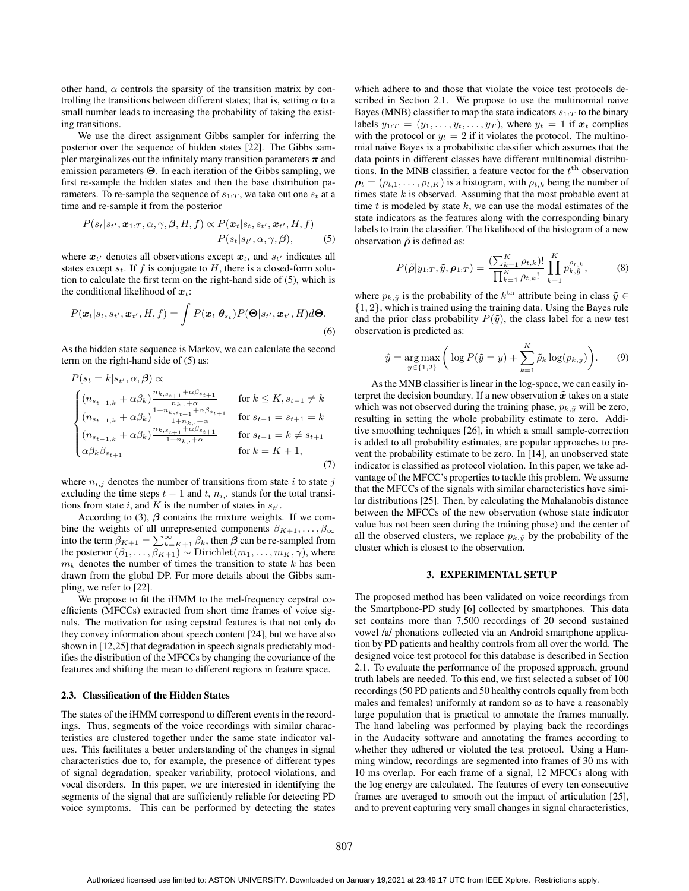other hand, $\alpha$ controls the sparsity of the transition matrix by controlling the transitions between different states; that is, setting $\alpha$ to a small number leads to increasing the probability of taking the existing transitions.

We use the direct assignment Gibbs sampler for inferring the posterior over the sequence of hidden states [22]. The Gibbs sampler marginalizes out the infinitely many transition parameters $\boldsymbol{\pi}$ and emission parameters $\boldsymbol{\Theta}$. In each iteration of the Gibbs sampling, we first re-sample the hidden states and then the base distribution parameters. To re-sample the sequence of $s_{1:T}$, we take out one $s_t$ at a time and re-sample it from the posterior

$$P(s_t|s_{t'}, \boldsymbol{x}_{1:T}, \alpha, \gamma, \boldsymbol{\beta}, H, f) \propto P(\boldsymbol{x}_t|s_t, s_{t'}, \boldsymbol{x}_{t'}, H, f) \\ P(s_t|s_{t'}, \alpha, \gamma, \boldsymbol{\beta}), \tag{5}$$

where $\boldsymbol{x}_{t'}$ denotes all observations except $\boldsymbol{x}_t$, and $s_{t'}$ indicates all states except $s_t$. If $f$ is conjugate to $H$, there is a closed-form solution to calculate the first term on the right-hand side of (5), which is the conditional likelihood of $\boldsymbol{x}_t$:

$$P(\boldsymbol{x}_t|s_t, s_{t'}, \boldsymbol{x}_{t'}, H, f) = \int P(\boldsymbol{x}_t|\boldsymbol{\theta}_{s_t}) P(\boldsymbol{\Theta}|s_{t'}, \boldsymbol{x}_{t'}, H) d\boldsymbol{\Theta}. \tag{6}$$

As the hidden state sequence is Markov, we can calculate the second term on the right-hand side of (5) as:

$$P(s_t = k|s_{t'}, \alpha, \boldsymbol{\beta}) \propto \begin{cases} (n_{s_{t-1},k} + \alpha\beta_k)\frac{n_{k,s_{t+1}} + \alpha\beta_{s_{t+1}}}{n_{k,\cdot} + \alpha} & \text{for } k \leq K, s_{t-1} \neq k \\ (n_{s_{t-1},k} + \alpha\beta_k)\frac{1 + n_{k,s_{t+1}} + \alpha\beta_{s_{t+1}}}{1 + n_{k,\cdot} + \alpha} & \text{for } s_{t-1} = s_{t+1} = k \\ (n_{s_{t-1},k} + \alpha\beta_k)\frac{n_{k,s_{t+1}} + \alpha\beta_{s_{t+1}}}{1 + n_{k,\cdot} + \alpha} & \text{for } s_{t-1} = k \neq s_{t+1} \\ \alpha\beta_k\beta_{s_{t+1}} & \text{for } k = K+1, \end{cases} \tag{7}$$

where $n_{i,j}$ denotes the number of transitions from state $i$ to state $j$ excluding the time steps $t-1$ and $t$, $n_{i,\cdot}$ stands for the total transitions from state $i$, and $K$ is the number of states in $s_{t'}$.

According to (3), $\boldsymbol{\beta}$ contains the mixture weights. If we combine the weights of all unrepresented components $\beta_{K+1}, \ldots, \beta_\infty$ into the term $\beta_{K+1} = \sum_{k=K+1}^{\infty} \beta_k$, then $\boldsymbol{\beta}$ can be re-sampled from the posterior $(\beta_1, \ldots, \beta_{K+1}) \sim \text{Dirichlet}(m_1, \ldots, m_K, \gamma)$, where $m_k$ denotes the number of times the transition to state $k$ has been drawn from the global DP. For more details about the Gibbs sampling, we refer to [22].

We propose to fit the iHMM to the mel-frequency cepstral coefficients (MFCCs) extracted from short time frames of voice signals. The motivation for using cepstral features is that not only do they convey information about speech content [24], but we have also shown in [12,25] that degradation in speech signals predictably modifies the distribution of the MFCCs by changing the covariance of the features and shifting the mean to different regions in feature space.

### 2.3. Classification of the Hidden States

The states of the iHMM correspond to different events in the recordings. Thus, segments of the voice recordings with similar characteristics are clustered together under the same state indicator values. This facilitates a better understanding of the changes in signal characteristics due to, for example, the presence of different types of signal degradation, speaker variability, protocol violations, and vocal disorders. In this paper, we are interested in identifying the segments of the signal that are sufficiently reliable for detecting PD voice symptoms. This can be performed by detecting the states which adhere to and those that violate the voice test protocols described in Section 2.1. We propose to use the multinomial naive Bayes (MNB) classifier to map the state indicators $s_{1:T}$ to the binary labels $y_{1:T} = (y_1, \ldots, y_t, \ldots, y_T)$, where $y_t = 1$ if $\boldsymbol{x}_t$ complies with the protocol or $y_t = 2$ if it violates the protocol. The multinomial naive Bayes is a probabilistic classifier which assumes that the data points in different classes have different multinomial distributions. In the MNB classifier, a feature vector for the $t^{\text{th}}$ observation $\boldsymbol{\rho}_t = (\rho_{t,1}, \ldots, \rho_{t,K})$ is a histogram, with $\rho_{t,k}$ being the number of times state $k$ is observed. Assuming that the most probable event at time $t$ is modeled by state $k$, we can use the modal estimates of the state indicators as the features along with the corresponding binary labels to train the classifier. The likelihood of the histogram of a new observation $\tilde{\boldsymbol{\rho}}$ is defined as:

$$P(\tilde{\boldsymbol{\rho}}|y_{1:T}, \tilde{y}, \boldsymbol{\rho}_{1:T}) = \frac{(\sum_{k=1}^{K} \rho_{t,k})!}{\prod_{k=1}^{K} \rho_{t,k}!} \prod_{k=1}^{K} p_{k,\tilde{y}}^{\rho_{t,k}}, \tag{8}$$

where $p_{k,\tilde{y}}$ is the probability of the $k^{\text{th}}$ attribute being in class $\tilde{y} \in \{1, 2\}$, which is trained using the training data. Using the Bayes rule and the prior class probability $P(\tilde{y})$, the class label for a new test observation is predicted as:

$$\hat{y} = \underset{y \in \{1,2\}}{\arg\max} \bigg( \log P(\tilde{y} = y) + \sum_{k=1}^{K} \tilde{\rho}_k \log(p_{k,y}) \bigg). \tag{9}$$

As the MNB classifier is linear in the log-space, we can easily interpret the decision boundary. If a new observation $\tilde{\boldsymbol{x}}$ takes on a state which was not observed during the training phase, $p_{k,\tilde{y}}$ will be zero, resulting in setting the whole probability estimate to zero. Additive smoothing techniques [26], in which a small sample-correction is added to all probability estimates, are popular approaches to prevent the probability estimate to be zero. In [14], an unobserved state indicator is classified as protocol violation. In this paper, we take advantage of the MFCC's properties to tackle this problem. We assume that the MFCCs of the signals with similar characteristics have similar distributions [25]. Then, by calculating the Mahalanobis distance between the MFCCs of the new observation (whose state indicator value has not been seen during the training phase) and the center of all the observed clusters, we replace $p_{k,\tilde{y}}$ by the probability of the cluster which is closest to the observation.

## 3. EXPERIMENTAL SETUP

The proposed method has been validated on voice recordings from the Smartphone-PD study [6] collected by smartphones. This data set contains more than 7,500 recordings of 20 second sustained vowel /a/ phonations collected via an Android smartphone application by PD patients and healthy controls from all over the world. The designed voice test protocol for this database is described in Section 2.1. To evaluate the performance of the proposed approach, ground truth labels are needed. To this end, we first selected a subset of 100 recordings (50 PD patients and 50 healthy controls equally from both males and females) uniformly at random so as to have a reasonably large population that is practical to annotate the frames manually. The hand labeling was performed by playing back the recordings in the Audacity software and annotating the frames according to whether they adhered or violated the test protocol. Using a Hamming window, recordings are segmented into frames of 30 ms with 10 ms overlap. For each frame of a signal, 12 MFCCs along with the log energy are calculated. The features of every ten consecutive frames are averaged to smooth out the impact of articulation [25], and to prevent capturing very small changes in signal characteristics,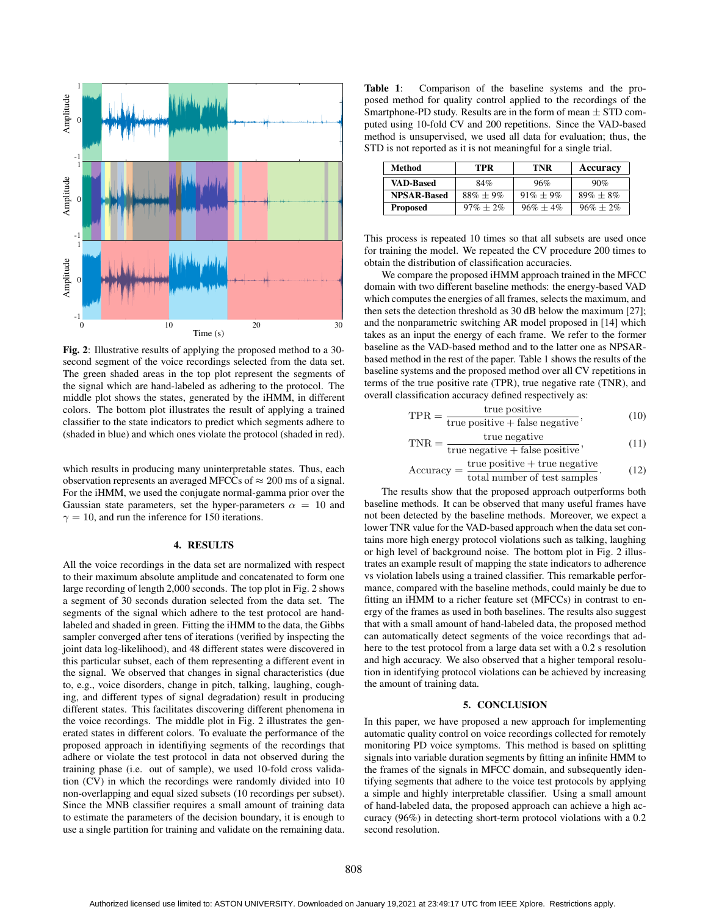**Fig. 2**: Illustrative results of applying the proposed method to a 30-second segment of the voice recordings selected from the data set. The green shaded areas in the top plot represent the segments of the signal which are hand-labeled as adhering to the protocol. The middle plot shows the states, generated by the iHMM, in different colors. The bottom plot illustrates the result of applying a trained classifier to the state indicators to predict which segments adhere to (shaded in blue) and which ones violate the protocol (shaded in red).

which results in producing many uninterpretable states. Thus, each observation represents an averaged MFCCs of $\approx$ 200 ms of a signal. For the iHMM, we used the conjugate normal-gamma prior over the Gaussian state parameters, set the hyper-parameters $\alpha = 10$ and $\gamma = 10$, and run the inference for 150 iterations.

## 4. RESULTS

All the voice recordings in the data set are normalized with respect to their maximum absolute amplitude and concatenated to form one large recording of length 2,000 seconds. The top plot in Fig. 2 shows a segment of 30 seconds duration selected from the data set. The segments of the signal which adhere to the test protocol are hand-labeled and shaded in green. Fitting the iHMM to the data, the Gibbs sampler converged after tens of iterations (verified by inspecting the joint data log-likelihood), and 48 different states were discovered in this particular subset, each of them representing a different event in the signal. We observed that changes in signal characteristics (due to, e.g., voice disorders, change in pitch, talking, laughing, coughing, and different types of signal degradation) result in producing different states. This facilitates discovering different phenomena in the voice recordings. The middle plot in Fig. 2 illustrates the generated states in different colors. To evaluate the performance of the proposed approach in identifying segments of the recordings that adhere or violate the test protocol in data not observed during the training phase (i.e. out of sample), we used 10-fold cross validation (CV) in which the recordings were randomly divided into 10 non-overlapping and equal sized subsets (10 recordings per subset). Since the MNB classifier requires a small amount of training data to estimate the parameters of the decision boundary, it is enough to use a single partition for training and validate on the remaining data.

**Table 1**: Comparison of the baseline systems and the proposed method for quality control applied to the recordings of the Smartphone-PD study. Results are in the form of mean $\pm$ STD computed using 10-fold CV and 200 repetitions. Since the VAD-based method is unsupervised, we used all data for evaluation; thus, the STD is not reported as it is not meaningful for a single trial.

| Method | TPR | TNR | Accuracy |
|---|---|---|---|
| **VAD-Based** | 84% | 96% | 90% |
| **NPSAR-Based** | 88% $\pm$ 9% | 91% $\pm$ 9% | 89% $\pm$ 8% |
| **Proposed** | 97% $\pm$ 2% | 96% $\pm$ 4% | 96% $\pm$ 2% |

This process is repeated 10 times so that all subsets are used once for training the model. We repeated the CV procedure 200 times to obtain the distribution of classification accuracies.

We compare the proposed iHMM approach trained in the MFCC domain with two different baseline methods: the energy-based VAD which computes the energies of all frames, selects the maximum, and then sets the detection threshold as 30 dB below the maximum [27]; and the nonparametric switching AR model proposed in [14] which takes as an input the energy of each frame. We refer to the former baseline as the VAD-based method and to the latter one as NPSAR-based method in the rest of the paper. Table 1 shows the results of the baseline systems and the proposed method over all CV repetitions in terms of the true positive rate (TPR), true negative rate (TNR), and overall classification accuracy defined respectively as:

$$\text{TPR} = \frac{\text{true positive}}{\text{true positive} + \text{false negative}}, \tag{10}$$

$$\text{TNR} = \frac{\text{true negative}}{\text{true negative} + \text{false positive}}, \tag{11}$$

$$\text{Accuracy} = \frac{\text{true positive} + \text{true negative}}{\text{total number of test samples}}. \tag{12}$$

The results show that the proposed approach outperforms both baseline methods. It can be observed that many useful frames have not been detected by the baseline methods. Moreover, we expect a lower TNR value for the VAD-based approach when the data set contains more high energy protocol violations such as talking, laughing or high level of background noise. The bottom plot in Fig. 2 illustrates an example result of mapping the state indicators to adherence vs violation labels using a trained classifier. This remarkable performance, compared with the baseline methods, could mainly be due to fitting an iHMM to a richer feature set (MFCCs) in contrast to energy of the frames as used in both baselines. The results also suggest that with a small amount of hand-labeled data, the proposed method can automatically detect segments of the voice recordings that adhere to the test protocol from a large data set with a 0.2 s resolution and high accuracy. We also observed that a higher temporal resolution in identifying protocol violations can be achieved by increasing the amount of training data.

## 5. CONCLUSION

In this paper, we have proposed a new approach for implementing automatic quality control on voice recordings collected for remotely monitoring PD voice symptoms. This method is based on splitting signals into variable duration segments by fitting an infinite HMM to the frames of the signals in MFCC domain, and subsequently identifying segments that adhere to the voice test protocols by applying a simple and highly interpretable classifier. Using a small amount of hand-labeled data, the proposed approach can achieve a high accuracy (96%) in detecting short-term protocol violations with a 0.2 second resolution.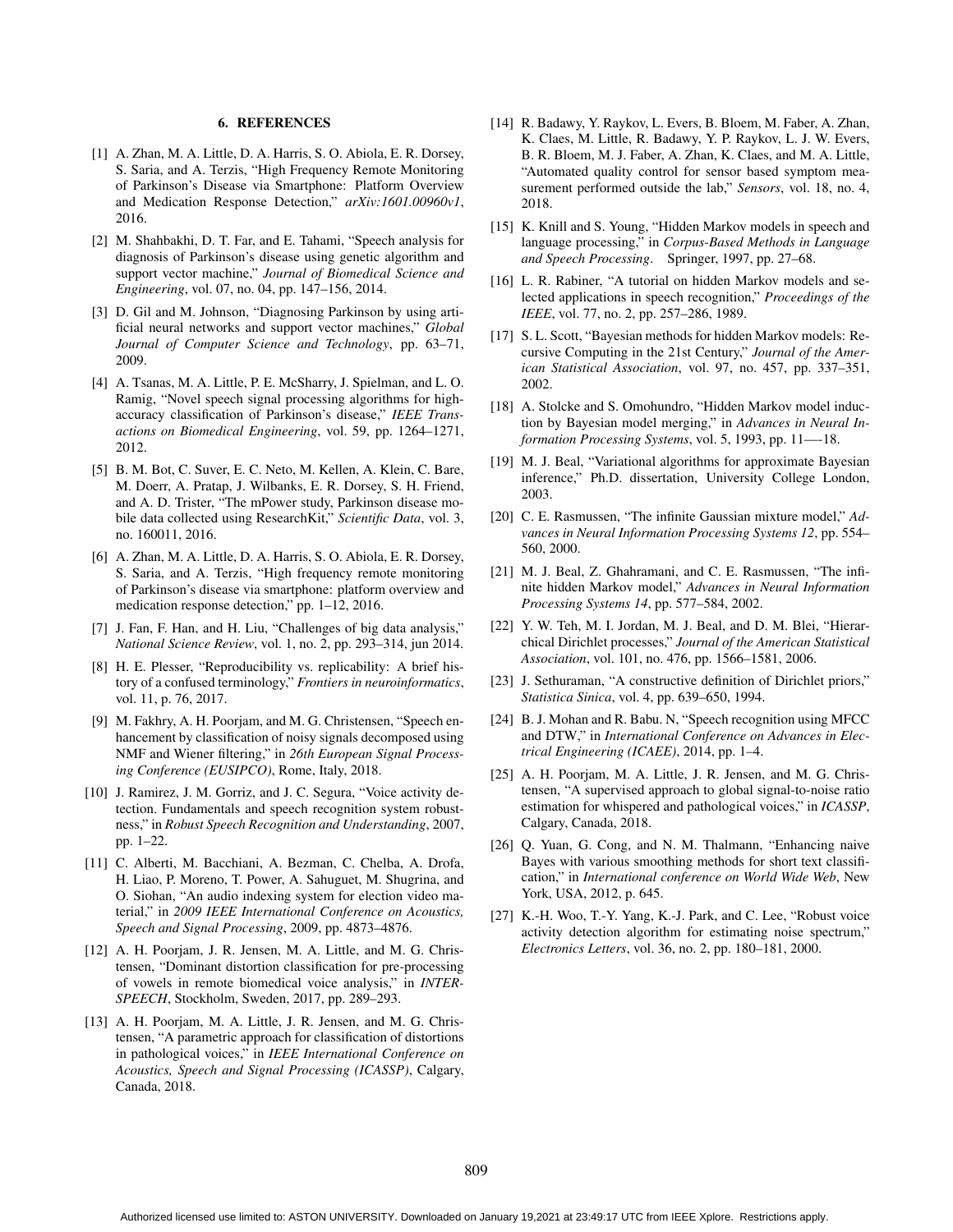# 6. REFERENCES

[1] A. Zhan, M. A. Little, D. A. Harris, S. O. Abiola, E. R. Dorsey, S. Saria, and A. Terzis, "High Frequency Remote Monitoring of Parkinson's Disease via Smartphone: Platform Overview and Medication Response Detection," *arXiv:1601.00960v1*, 2016.

[2] M. Shahbakhi, D. T. Far, and E. Tahami, "Speech analysis for diagnosis of Parkinson's disease using genetic algorithm and support vector machine," *Journal of Biomedical Science and Engineering*, vol. 07, no. 04, pp. 147–156, 2014.

[3] D. Gil and M. Johnson, "Diagnosing Parkinson by using artificial neural networks and support vector machines," *Global Journal of Computer Science and Technology*, pp. 63–71, 2009.

[4] A. Tsanas, M. A. Little, P. E. McSharry, J. Spielman, and L. O. Ramig, "Novel speech signal processing algorithms for high-accuracy classification of Parkinson's disease," *IEEE Transactions on Biomedical Engineering*, vol. 59, pp. 1264–1271, 2012.

[5] B. M. Bot, C. Suver, E. C. Neto, M. Kellen, A. Klein, C. Bare, M. Doerr, A. Pratap, J. Wilbanks, E. R. Dorsey, S. H. Friend, and A. D. Trister, "The mPower study, Parkinson disease mobile data collected using ResearchKit," *Scientific Data*, vol. 3, no. 160011, 2016.

[6] A. Zhan, M. A. Little, D. A. Harris, S. O. Abiola, E. R. Dorsey, S. Saria, and A. Terzis, "High frequency remote monitoring of Parkinson's disease via smartphone: platform overview and medication response detection," pp. 1–12, 2016.

[7] J. Fan, F. Han, and H. Liu, "Challenges of big data analysis," *National Science Review*, vol. 1, no. 2, pp. 293–314, jun 2014.

[8] H. E. Plesser, "Reproducibility vs. replicability: A brief history of a confused terminology," *Frontiers in neuroinformatics*, vol. 11, p. 76, 2017.

[9] M. Fakhry, A. H. Poorjam, and M. G. Christensen, "Speech enhancement by classification of noisy signals decomposed using NMF and Wiener filtering," in *26th European Signal Processing Conference (EUSIPCO)*, Rome, Italy, 2018.

[10] J. Ramirez, J. M. Gorriz, and J. C. Segura, "Voice activity detection. Fundamentals and speech recognition system robustness," in *Robust Speech Recognition and Understanding*, 2007, pp. 1–22.

[11] C. Alberti, M. Bacchiani, A. Bezman, C. Chelba, A. Drofa, H. Liao, P. Moreno, T. Power, A. Sahuguet, M. Shugrina, and O. Siohan, "An audio indexing system for election video material," in *2009 IEEE International Conference on Acoustics, Speech and Signal Processing*, 2009, pp. 4873–4876.

[12] A. H. Poorjam, J. R. Jensen, M. A. Little, and M. G. Christensen, "Dominant distortion classification for pre-processing of vowels in remote biomedical voice analysis," in *INTERSPEECH*, Stockholm, Sweden, 2017, pp. 289–293.

[13] A. H. Poorjam, M. A. Little, J. R. Jensen, and M. G. Christensen, "A parametric approach for classification of distortions in pathological voices," in *IEEE International Conference on Acoustics, Speech and Signal Processing (ICASSP)*, Calgary, Canada, 2018.

[14] R. Badawy, Y. Raykov, L. Evers, B. Bloem, M. Faber, A. Zhan, K. Claes, M. Little, R. Badawy, Y. P. Raykov, L. J. W. Evers, B. R. Bloem, M. J. Faber, A. Zhan, K. Claes, and M. A. Little, "Automated quality control for sensor based symptom measurement performed outside the lab," *Sensors*, vol. 18, no. 4, 2018.

[15] K. Knill and S. Young, "Hidden Markov models in speech and language processing," in *Corpus-Based Methods in Language and Speech Processing*. Springer, 1997, pp. 27–68.

[16] L. R. Rabiner, "A tutorial on hidden Markov models and selected applications in speech recognition," *Proceedings of the IEEE*, vol. 77, no. 2, pp. 257–286, 1989.

[17] S. L. Scott, "Bayesian methods for hidden Markov models: Recursive Computing in the 21st Century," *Journal of the American Statistical Association*, vol. 97, no. 457, pp. 337–351, 2002.

[18] A. Stolcke and S. Omohundro, "Hidden Markov model induction by Bayesian model merging," in *Advances in Neural Information Processing Systems*, vol. 5, 1993, pp. 11—-18.

[19] M. J. Beal, "Variational algorithms for approximate Bayesian inference," Ph.D. dissertation, University College London, 2003.

[20] C. E. Rasmussen, "The infinite Gaussian mixture model," *Advances in Neural Information Processing Systems 12*, pp. 554–560, 2000.

[21] M. J. Beal, Z. Ghahramani, and C. E. Rasmussen, "The infinite hidden Markov model," *Advances in Neural Information Processing Systems 14*, pp. 577–584, 2002.

[22] Y. W. Teh, M. I. Jordan, M. J. Beal, and D. M. Blei, "Hierarchical Dirichlet processes," *Journal of the American Statistical Association*, vol. 101, no. 476, pp. 1566–1581, 2006.

[23] J. Sethuraman, "A constructive definition of Dirichlet priors," *Statistica Sinica*, vol. 4, pp. 639–650, 1994.

[24] B. J. Mohan and R. Babu. N, "Speech recognition using MFCC and DTW," in *International Conference on Advances in Electrical Engineering (ICAEE)*, 2014, pp. 1–4.

[25] A. H. Poorjam, M. A. Little, J. R. Jensen, and M. G. Christensen, "A supervised approach to global signal-to-noise ratio estimation for whispered and pathological voices," in *ICASSP*, Calgary, Canada, 2018.

[26] Q. Yuan, G. Cong, and N. M. Thalmann, "Enhancing naive Bayes with various smoothing methods for short text classification," in *International conference on World Wide Web*, New York, USA, 2012, p. 645.

[27] K.-H. Woo, T.-Y. Yang, K.-J. Park, and C. Lee, "Robust voice activity detection algorithm for estimating noise spectrum," *Electronics Letters*, vol. 36, no. 2, pp. 180–181, 2000.